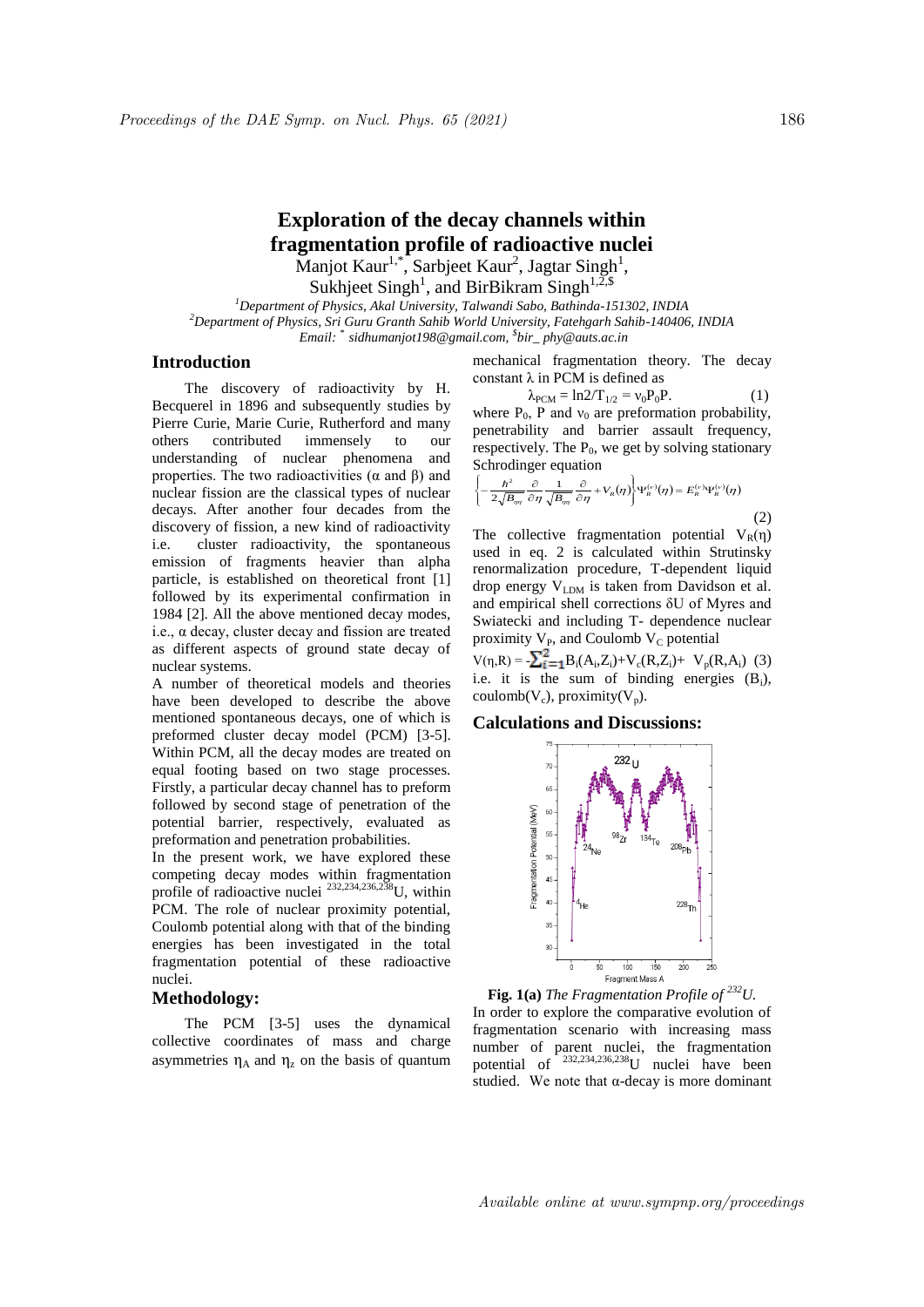# Exploration of the decay channels within fragmentation profile of radioactive nuclei

Manjot Kaur[1,*], Sarbjeet Kaur[2], Jagtar Singh[1], Sukhjeet Singh[1], and BirBikram Singh[1,2,$]

[1]Department of Physics, Akal University, Talwandi Sabo, Bathinda-151302, INDIA
[2]Department of Physics, Sri Guru Granth Sahib World University, Fatehgarh Sahib-140406, INDIA
Email: [*] sidhumanjot198@gmail.com, [$]bir_ phy@auts.ac.in

## Introduction

The discovery of radioactivity by H. Becquerel in 1896 and subsequently studies by Pierre Curie, Marie Curie, Rutherford and many others contributed immensely to our understanding of nuclear phenomena and properties. The two radioactivities (α and β) and nuclear fission are the classical types of nuclear decays. After another four decades from the discovery of fission, a new kind of radioactivity i.e. cluster radioactivity, the spontaneous emission of fragments heavier than alpha particle, is established on theoretical front [1] followed by its experimental confirmation in 1984 [2]. All the above mentioned decay modes, i.e., α decay, cluster decay and fission are treated as different aspects of ground state decay of nuclear systems.

A number of theoretical models and theories have been developed to describe the above mentioned spontaneous decays, one of which is preformed cluster decay model (PCM) [3-5]. Within PCM, all the decay modes are treated on equal footing based on two stage processes. Firstly, a particular decay channel has to preform followed by second stage of penetration of the potential barrier, respectively, evaluated as preformation and penetration probabilities.

In the present work, we have explored these competing decay modes within fragmentation profile of radioactive nuclei $^{232,234,236,238}U$, within PCM. The role of nuclear proximity potential, Coulomb potential along with that of the binding energies has been investigated in the total fragmentation potential of these radioactive nuclei.

## Methodology:

The PCM [3-5] uses the dynamical collective coordinates of mass and charge asymmetries $\eta_A$ and $\eta_z$ on the basis of quantum mechanical fragmentation theory. The decay constant λ in PCM is defined as

$$\lambda_{PCM} = \ln 2/T_{1/2} = \nu_0 P_0 P. \quad (1)$$

where $P_0$, P and $\nu_0$ are preformation probability, penetrability and barrier assault frequency, respectively. The $P_0$, we get by solving stationary Schrodinger equation

$$\left\{-\frac{\hbar^2}{2\sqrt{B_{\eta\eta}}}\frac{\partial}{\partial\eta}\frac{1}{\sqrt{B_{\eta\eta}}}\frac{\partial}{\partial\eta}+V_R(\eta)\right\}\Psi_R^{(\nu)}(\eta)=E_R^{(\nu)}\Psi_R^{(\nu)}(\eta) \quad (2)$$

The collective fragmentation potential $V_R(\eta)$ used in eq. 2 is calculated within Strutinsky renormalization procedure, T-dependent liquid drop energy $V_{LDM}$ is taken from Davidson et al. and empirical shell corrections δU of Myres and Swiatecki and including T- dependence nuclear proximity $V_P$, and Coulomb $V_C$ potential

$$V(\eta,R) = -\sum_{i=1}^{2} B_i(A_i,Z_i)+V_c(R,Z_i)+ V_p(R,A_i) \quad (3)$$

i.e. it is the sum of binding energies ($B_i$), coulomb($V_c$), proximity($V_p$).

## Calculations and Discussions:

**Fig. 1(a)** *The Fragmentation Profile of $^{232}U$.*

In order to explore the comparative evolution of fragmentation scenario with increasing mass number of parent nuclei, the fragmentation potential of $^{232,234,236,238}U$ nuclei have been studied. We note that α-decay is more dominant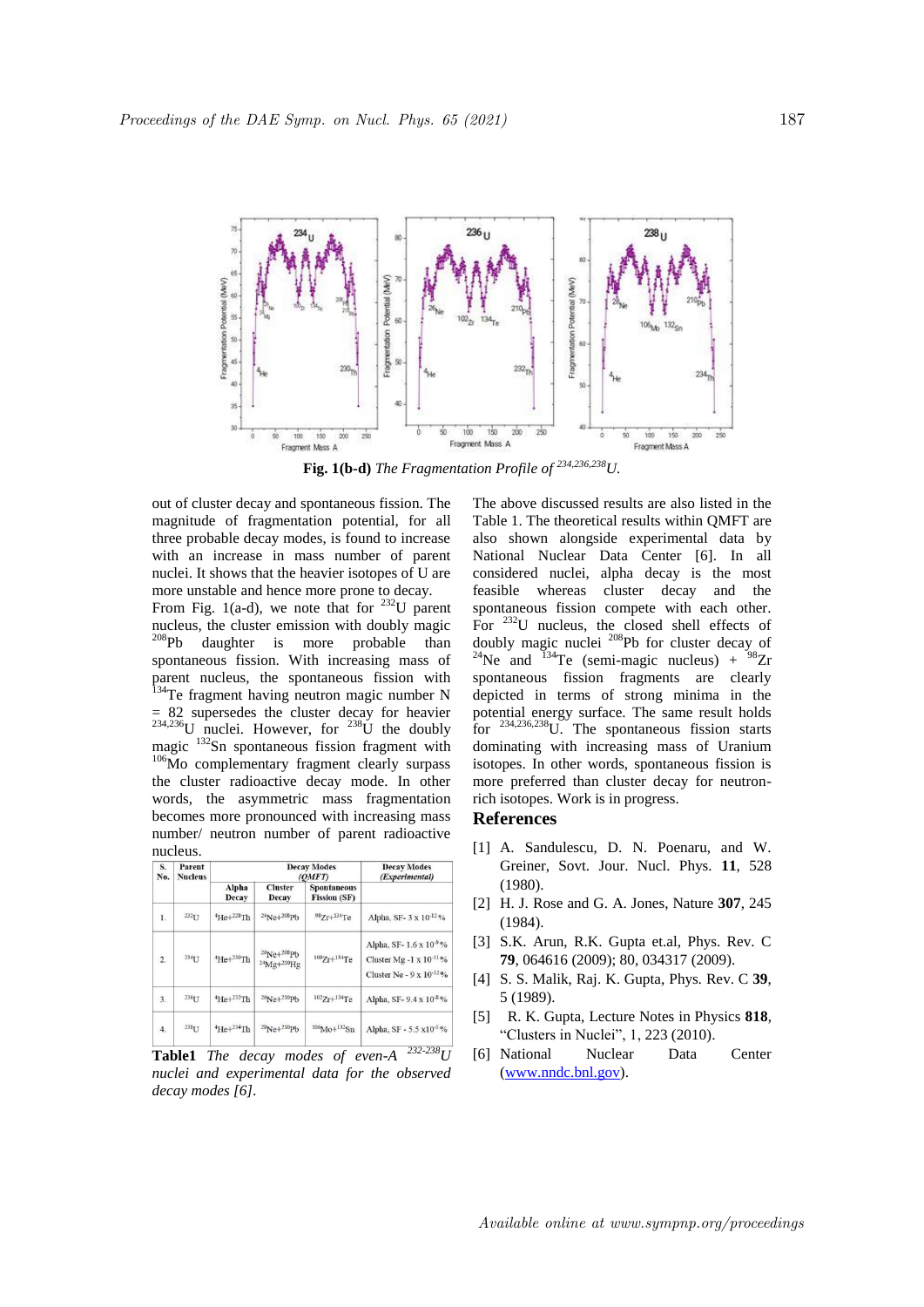234 U

Fragmentation Potential (MeV)

Fragment Mass A

236 U

238 U

Fragment Mass A

**Fig. 1(b-d)** *The Fragmentation Profile of $^{234,236,238}U$.*

out of cluster decay and spontaneous fission. The magnitude of fragmentation potential, for all three probable decay modes, is found to increase with an increase in mass number of parent nuclei. It shows that the heavier isotopes of U are more unstable and hence more prone to decay. From Fig. 1(a-d), we note that for $^{232}$U parent nucleus, the cluster emission with doubly magic $^{208}$Pb daughter is more probable than spontaneous fission. With increasing mass of parent nucleus, the spontaneous fission with $^{134}$Te fragment having neutron magic number N = 82 supersedes the cluster decay for heavier $^{234,236}$U nuclei. However, for $^{238}$U the doubly magic $^{132}$Sn spontaneous fission fragment with $^{106}$Mo complementary fragment clearly surpass the cluster radioactive decay mode. In other words, the asymmetric mass fragmentation becomes more pronounced with increasing mass number/ neutron number of parent radioactive nucleus.

| S. No. | Parent Nucleus | Decay Modes (QMFT) | | | Decay Modes (Experimental) |
|---|---|---|---|---|---|
| | | Alpha Decay | Cluster Decay | Spontaneous Fission (SF) | |
| 1. | $^{232}$U | $^{4}$He+$^{228}$Th | $^{24}$Ne+$^{208}$Pb | $^{98}$Zr+$^{134}$Te | Alpha, SF- 3 x $10^{-12}$ % |
| 2. | $^{234}$U | $^{4}$He+$^{230}$Th | $^{26}$Ne+$^{208}$Pb, $^{24}$Mg+$^{210}$Hg | $^{100}$Zr+$^{134}$Te | Alpha, SF- 1.6 x $10^{-9}$ %, Cluster Mg -1 x $10^{-11}$ %, Cluster Ne - 9 x $10^{-12}$ % |
| 3. | $^{236}$U | $^{4}$He+$^{232}$Th | $^{26}$Ne+$^{210}$Pb | $^{102}$Zr+$^{134}$Te | Alpha, SF- 9.4 x $10^{-8}$ % |
| 4. | $^{238}$U | $^{4}$He+$^{234}$Th | $^{28}$Ne+$^{210}$Pb | $^{106}$Mo+$^{132}$Sn | Alpha, SF - 5.5 x$10^{-5}$ % |

**Table1** *The decay modes of even-A $^{232\text{-}238}U$ nuclei and experimental data for the observed decay modes [6].*

The above discussed results are also listed in the Table 1. The theoretical results within QMFT are also shown alongside experimental data by National Nuclear Data Center [6]. In all considered nuclei, alpha decay is the most feasible whereas cluster decay and the spontaneous fission compete with each other. For $^{232}$U nucleus, the closed shell effects of doubly magic nuclei $^{208}$Pb for cluster decay of $^{24}$Ne and $^{134}$Te (semi-magic nucleus) + $^{98}$Zr spontaneous fission fragments are clearly depicted in terms of strong minima in the potential energy surface. The same result holds for $^{234,236,238}$U. The spontaneous fission starts dominating with increasing mass of Uranium isotopes. In other words, spontaneous fission is more preferred than cluster decay for neutron-rich isotopes. Work is in progress.

## References

[1] A. Sandulescu, D. N. Poenaru, and W. Greiner, Sovt. Jour. Nucl. Phys. **11**, 528 (1980).

[2] H. J. Rose and G. A. Jones, Nature **307**, 245 (1984).

[3] S.K. Arun, R.K. Gupta et.al, Phys. Rev. C **79**, 064616 (2009); 80, 034317 (2009).

[4] S. S. Malik, Raj. K. Gupta, Phys. Rev. C **39**, 5 (1989).

[5] R. K. Gupta, Lecture Notes in Physics **818**, "Clusters in Nuclei", 1, 223 (2010).

[6] National Nuclear Data Center (www.nndc.bnl.gov).